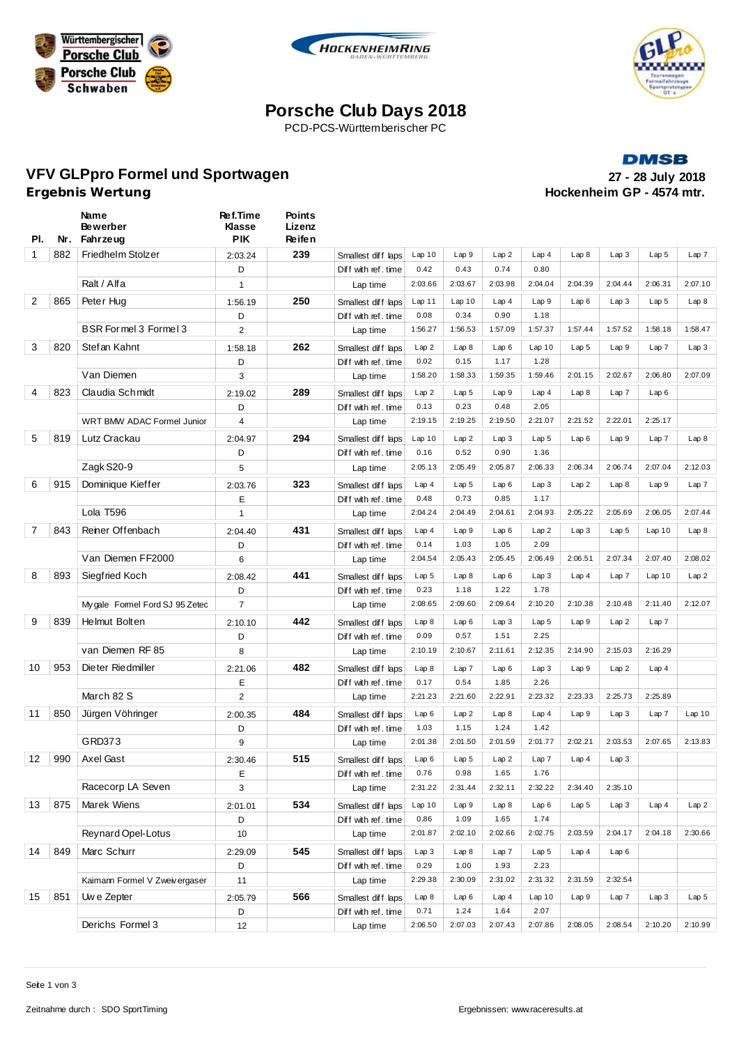# Porsche Club Days 2018

PCD-PCS-Württemberischer PC

## VFV GLPpro Formel und Sportwagen
**Ergebnis Wertung**

**27 - 28 July 2018**
**Hockenheim GP - 4574 mtr.**

| Pl. | Nr. | Name / Bewerber / Fahrzeug | Ref.Time / Klasse / PIK | Points / Lizenz / Reifen | | | | | | | | | | |
|---|---|---|---|---|---|---|---|---|---|---|---|---|---|---|
| 1 | 882 | Friedhelm Stolzer | 2:03.24 | 239 | Smallest diff laps | Lap 10 | Lap 9 | Lap 2 | Lap 4 | Lap 8 | Lap 3 | Lap 5 | Lap 7 |
| | | | D | | Diff with ref. time | 0.42 | 0.43 | 0.74 | 0.80 | | | | |
| | | Ralt / Alfa | 1 | | Lap time | 2:03.66 | 2:03.67 | 2:03.98 | 2:04.04 | 2:04.39 | 2:04.44 | 2:06.31 | 2:07.10 |
| 2 | 865 | Peter Hug | 1:56.19 | 250 | Smallest diff laps | Lap 11 | Lap 10 | Lap 4 | Lap 9 | Lap 6 | Lap 3 | Lap 5 | Lap 8 |
| | | | D | | Diff with ref. time | 0.08 | 0.34 | 0.90 | 1.18 | | | | |
| | | BSR Formel 3 Formel 3 | 2 | | Lap time | 1:56.27 | 1:56.53 | 1:57.09 | 1:57.37 | 1:57.44 | 1:57.52 | 1:58.18 | 1:58.47 |
| 3 | 820 | Stefan Kahnt | 1:58.18 | 262 | Smallest diff laps | Lap 2 | Lap 8 | Lap 6 | Lap 10 | Lap 5 | Lap 9 | Lap 7 | Lap 3 |
| | | | D | | Diff with ref. time | 0.02 | 0.15 | 1.17 | 1.28 | | | | |
| | | Van Diemen | 3 | | Lap time | 1:58.20 | 1:58.33 | 1:59.35 | 1:59.46 | 2:01.15 | 2:02.67 | 2:06.80 | 2:07.09 |
| 4 | 823 | Claudia Schmidt | 2:19.02 | 289 | Smallest diff laps | Lap 2 | Lap 5 | Lap 9 | Lap 4 | Lap 8 | Lap 7 | Lap 6 | |
| | | | D | | Diff with ref. time | 0.13 | 0.23 | 0.48 | 2.05 | | | | |
| | | WRT BMW ADAC Formel Junior | 4 | | Lap time | 2:19.15 | 2:19.25 | 2:19.50 | 2:21.07 | 2:21.52 | 2:22.01 | 2:25.17 | |
| 5 | 819 | Lutz Crackau | 2:04.97 | 294 | Smallest diff laps | Lap 10 | Lap 2 | Lap 3 | Lap 5 | Lap 6 | Lap 9 | Lap 7 | Lap 8 |
| | | | D | | Diff with ref. time | 0.16 | 0.52 | 0.90 | 1.36 | | | | |
| | | Zagk S20-9 | 5 | | Lap time | 2:05.13 | 2:05.49 | 2:05.87 | 2:06.33 | 2:06.34 | 2:06.74 | 2:07.04 | 2:12.03 |
| 6 | 915 | Dominique Kieffer | 2:03.76 | 323 | Smallest diff laps | Lap 4 | Lap 5 | Lap 6 | Lap 3 | Lap 2 | Lap 8 | Lap 9 | Lap 7 |
| | | | E | | Diff with ref. time | 0.48 | 0.73 | 0.85 | 1.17 | | | | |
| | | Lola T596 | 1 | | Lap time | 2:04.24 | 2:04.49 | 2:04.61 | 2:04.93 | 2:05.22 | 2:05.69 | 2:06.05 | 2:07.44 |
| 7 | 843 | Reiner Offenbach | 2:04.40 | 431 | Smallest diff laps | Lap 4 | Lap 9 | Lap 6 | Lap 2 | Lap 3 | Lap 5 | Lap 10 | Lap 8 |
| | | | D | | Diff with ref. time | 0.14 | 1.03 | 1.05 | 2.09 | | | | |
| | | Van Diemen FF2000 | 6 | | Lap time | 2:04.54 | 2:05.43 | 2:05.45 | 2:06.49 | 2:06.51 | 2:07.34 | 2:07.40 | 2:08.02 |
| 8 | 893 | Siegfried Koch | 2:08.42 | 441 | Smallest diff laps | Lap 5 | Lap 8 | Lap 6 | Lap 3 | Lap 4 | Lap 7 | Lap 10 | Lap 2 |
| | | | D | | Diff with ref. time | 0.23 | 1.18 | 1.22 | 1.78 | | | | |
| | | Mygale Formel Ford SJ 95 Zetec | 7 | | Lap time | 2:08.65 | 2:09.60 | 2:09.64 | 2:10.20 | 2:10.38 | 2:10.48 | 2:11.40 | 2:12.07 |
| 9 | 839 | Helmut Bolten | 2:10.10 | 442 | Smallest diff laps | Lap 8 | Lap 6 | Lap 3 | Lap 5 | Lap 9 | Lap 2 | Lap 7 | |
| | | | D | | Diff with ref. time | 0.09 | 0.57 | 1.51 | 2.25 | | | | |
| | | van Diemen RF 85 | 8 | | Lap time | 2:10.19 | 2:10.67 | 2:11.61 | 2:12.35 | 2:14.90 | 2:15.03 | 2:16.29 | |
| 10 | 953 | Dieter Riedmiller | 2:21.06 | 482 | Smallest diff laps | Lap 8 | Lap 7 | Lap 6 | Lap 3 | Lap 9 | Lap 2 | Lap 4 | |
| | | | E | | Diff with ref. time | 0.17 | 0.54 | 1.85 | 2.26 | | | | |
| | | March 82 S | 2 | | Lap time | 2:21.23 | 2:21.60 | 2:22.91 | 2:23.32 | 2:23.33 | 2:25.73 | 2:25.89 | |
| 11 | 850 | Jürgen Vöhringer | 2:00.35 | 484 | Smallest diff laps | Lap 6 | Lap 2 | Lap 8 | Lap 4 | Lap 9 | Lap 3 | Lap 7 | Lap 10 |
| | | | D | | Diff with ref. time | 1.03 | 1.15 | 1.24 | 1.42 | | | | |
| | | GRD373 | 9 | | Lap time | 2:01.38 | 2:01.50 | 2:01.59 | 2:01.77 | 2:02.21 | 2:03.53 | 2:07.65 | 2:13.83 |
| 12 | 990 | Axel Gast | 2:30.46 | 515 | Smallest diff laps | Lap 6 | Lap 5 | Lap 2 | Lap 7 | Lap 4 | Lap 3 | | |
| | | | E | | Diff with ref. time | 0.76 | 0.98 | 1.65 | 1.76 | | | | |
| | | Racecorp LA Seven | 3 | | Lap time | 2:31.22 | 2:31.44 | 2:32.11 | 2:32.22 | 2:34.40 | 2:35.10 | | |
| 13 | 875 | Marek Wiens | 2:01.01 | 534 | Smallest diff laps | Lap 10 | Lap 9 | Lap 8 | Lap 6 | Lap 5 | Lap 3 | Lap 4 | Lap 2 |
| | | | D | | Diff with ref. time | 0.86 | 1.09 | 1.65 | 1.74 | | | | |
| | | Reynard Opel-Lotus | 10 | | Lap time | 2:01.87 | 2:02.10 | 2:02.66 | 2:02.75 | 2:03.59 | 2:04.17 | 2:04.18 | 2:30.66 |
| 14 | 849 | Marc Schurr | 2:29.09 | 545 | Smallest diff laps | Lap 3 | Lap 8 | Lap 7 | Lap 5 | Lap 4 | Lap 6 | | |
| | | | D | | Diff with ref. time | 0.29 | 1.00 | 1.93 | 2.23 | | | | |
| | | Kaimann Formel V Zweivergaser | 11 | | Lap time | 2:29.38 | 2:30.09 | 2:31.02 | 2:31.32 | 2:31.59 | 2:32.54 | | |
| 15 | 851 | Uwe Zepter | 2:05.79 | 566 | Smallest diff laps | Lap 8 | Lap 6 | Lap 4 | Lap 10 | Lap 9 | Lap 7 | Lap 3 | Lap 5 |
| | | | D | | Diff with ref. time | 0.71 | 1.24 | 1.64 | 2.07 | | | | |
| | | Derichs Formel 3 | 12 | | Lap time | 2:06.50 | 2:07.03 | 2:07.43 | 2:07.86 | 2:08.05 | 2:08.54 | 2:10.20 | 2:10.99 |

Zeitnahme durch : SDO SportTiming

Ergebnissen: www.raceresults.at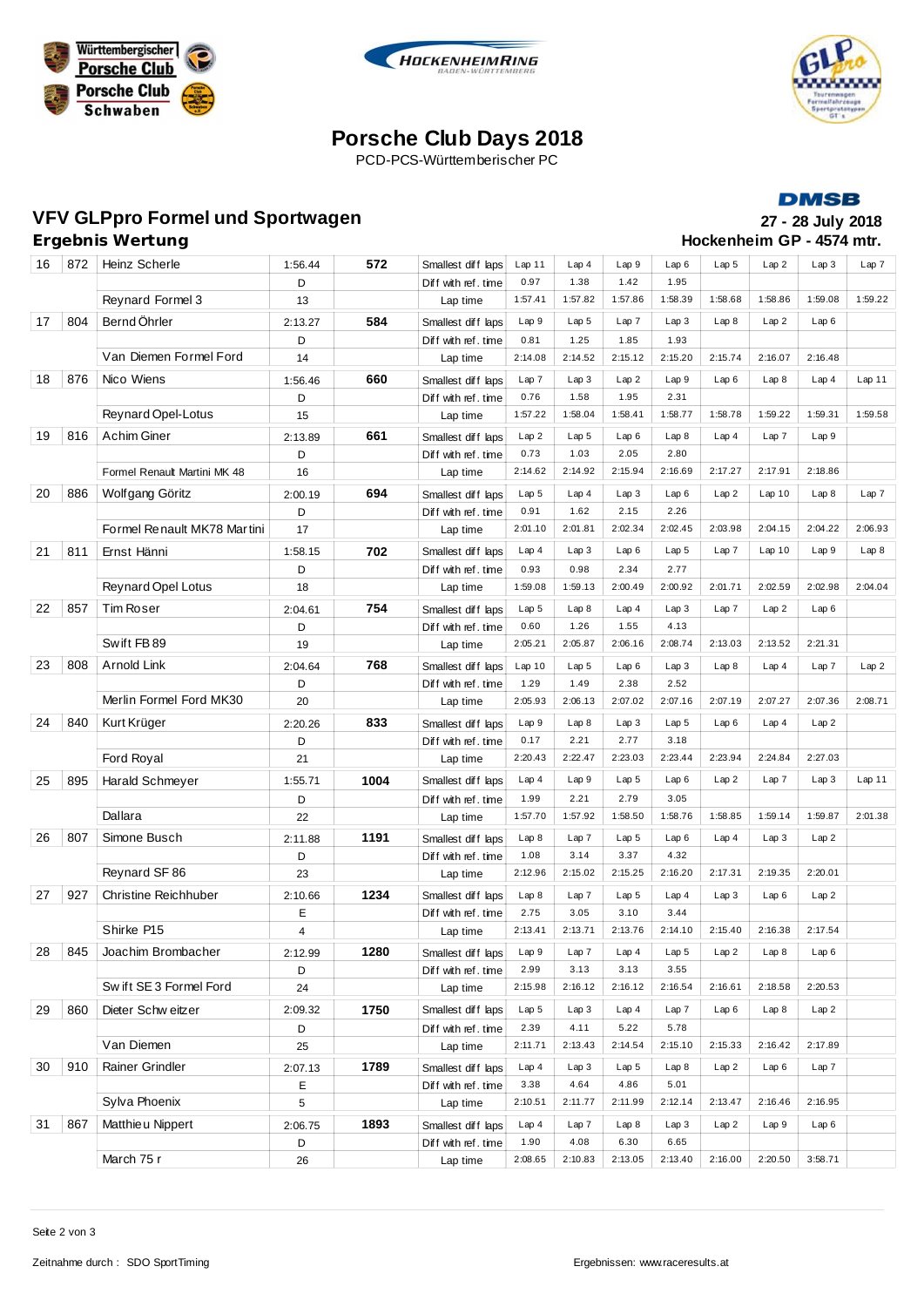# Porsche Club Days 2018

PCD-PCS-Württemberischer PC

## VFV GLPpro Formel und Sportwagen

**Ergebnis Wertung**

DMSB

**27 - 28 July 2018**

**Hockenheim GP - 4574 mtr.**

| Pos | Nr | Name / Fahrzeug | Time / Class / Pos | Score | | | | | | | | | |
|---|---|---|---|---|---|---|---|---|---|---|---|---|---|
| 16 | 872 | Heinz Scherle | 1:56.44 | 572 | Smallest diff laps | Lap 11 | Lap 4 | Lap 9 | Lap 6 | Lap 5 | Lap 2 | Lap 3 | Lap 7 |
| | | | D | | Diff with ref. time | 0.97 | 1.38 | 1.42 | 1.95 | | | | |
| | | Reynard Formel 3 | 13 | | Lap time | 1:57.41 | 1:57.82 | 1:57.86 | 1:58.39 | 1:58.68 | 1:58.86 | 1:59.08 | 1:59.22 |
| 17 | 804 | Bernd Öhrler | 2:13.27 | 584 | Smallest diff laps | Lap 9 | Lap 5 | Lap 7 | Lap 3 | Lap 8 | Lap 2 | Lap 6 | |
| | | | D | | Diff with ref. time | 0.81 | 1.25 | 1.85 | 1.93 | | | | |
| | | Van Diemen Formel Ford | 14 | | Lap time | 2:14.08 | 2:14.52 | 2:15.12 | 2:15.20 | 2:15.74 | 2:16.07 | 2:16.48 | |
| 18 | 876 | Nico Wiens | 1:56.46 | 660 | Smallest diff laps | Lap 7 | Lap 3 | Lap 2 | Lap 9 | Lap 6 | Lap 8 | Lap 4 | Lap 11 |
| | | | D | | Diff with ref. time | 0.76 | 1.58 | 1.95 | 2.31 | | | | |
| | | Reynard Opel-Lotus | 15 | | Lap time | 1:57.22 | 1:58.04 | 1:58.41 | 1:58.77 | 1:58.78 | 1:59.22 | 1:59.31 | 1:59.58 |
| 19 | 816 | Achim Giner | 2:13.89 | 661 | Smallest diff laps | Lap 2 | Lap 5 | Lap 6 | Lap 8 | Lap 4 | Lap 7 | Lap 9 | |
| | | | D | | Diff with ref. time | 0.73 | 1.03 | 2.05 | 2.80 | | | | |
| | | Formel Renault Martini MK 48 | 16 | | Lap time | 2:14.62 | 2:14.92 | 2:15.94 | 2:16.69 | 2:17.27 | 2:17.91 | 2:18.86 | |
| 20 | 886 | Wolfgang Göritz | 2:00.19 | 694 | Smallest diff laps | Lap 5 | Lap 4 | Lap 3 | Lap 6 | Lap 2 | Lap 10 | Lap 8 | Lap 7 |
| | | | D | | Diff with ref. time | 0.91 | 1.62 | 2.15 | 2.26 | | | | |
| | | Formel Renault MK78 Martini | 17 | | Lap time | 2:01.10 | 2:01.81 | 2:02.34 | 2:02.45 | 2:03.98 | 2:04.15 | 2:04.22 | 2:06.93 |
| 21 | 811 | Ernst Hänni | 1:58.15 | 702 | Smallest diff laps | Lap 4 | Lap 3 | Lap 6 | Lap 5 | Lap 7 | Lap 10 | Lap 9 | Lap 8 |
| | | | D | | Diff with ref. time | 0.93 | 0.98 | 2.34 | 2.77 | | | | |
| | | Reynard Opel Lotus | 18 | | Lap time | 1:59.08 | 1:59.13 | 2:00.49 | 2:00.92 | 2:01.71 | 2:02.59 | 2:02.98 | 2:04.04 |
| 22 | 857 | Tim Roser | 2:04.61 | 754 | Smallest diff laps | Lap 5 | Lap 8 | Lap 4 | Lap 3 | Lap 7 | Lap 2 | Lap 6 | |
| | | | D | | Diff with ref. time | 0.60 | 1.26 | 1.55 | 4.13 | | | | |
| | | Swift FB 89 | 19 | | Lap time | 2:05.21 | 2:05.87 | 2:06.16 | 2:08.74 | 2:13.03 | 2:13.52 | 2:21.31 | |
| 23 | 808 | Arnold Link | 2:04.64 | 768 | Smallest diff laps | Lap 10 | Lap 5 | Lap 6 | Lap 3 | Lap 8 | Lap 4 | Lap 7 | Lap 2 |
| | | | D | | Diff with ref. time | 1.29 | 1.49 | 2.38 | 2.52 | | | | |
| | | Merlin Formel Ford MK30 | 20 | | Lap time | 2:05.93 | 2:06.13 | 2:07.02 | 2:07.16 | 2:07.19 | 2:07.27 | 2:07.36 | 2:08.71 |
| 24 | 840 | Kurt Krüger | 2:20.26 | 833 | Smallest diff laps | Lap 9 | Lap 8 | Lap 3 | Lap 5 | Lap 6 | Lap 4 | Lap 2 | |
| | | | D | | Diff with ref. time | 0.17 | 2.21 | 2.77 | 3.18 | | | | |
| | | Ford Royal | 21 | | Lap time | 2:20.43 | 2:22.47 | 2:23.03 | 2:23.44 | 2:23.94 | 2:24.84 | 2:27.03 | |
| 25 | 895 | Harald Schmeyer | 1:55.71 | 1004 | Smallest diff laps | Lap 4 | Lap 9 | Lap 5 | Lap 6 | Lap 2 | Lap 7 | Lap 3 | Lap 11 |
| | | | D | | Diff with ref. time | 1.99 | 2.21 | 2.79 | 3.05 | | | | |
| | | Dallara | 22 | | Lap time | 1:57.70 | 1:57.92 | 1:58.50 | 1:58.76 | 1:58.85 | 1:59.14 | 1:59.87 | 2:01.38 |
| 26 | 807 | Simone Busch | 2:11.88 | 1191 | Smallest diff laps | Lap 8 | Lap 7 | Lap 5 | Lap 6 | Lap 4 | Lap 3 | Lap 2 | |
| | | | D | | Diff with ref. time | 1.08 | 3.14 | 3.37 | 4.32 | | | | |
| | | Reynard SF 86 | 23 | | Lap time | 2:12.96 | 2:15.02 | 2:15.25 | 2:16.20 | 2:17.31 | 2:19.35 | 2:20.01 | |
| 27 | 927 | Christine Reichhuber | 2:10.66 | 1234 | Smallest diff laps | Lap 8 | Lap 7 | Lap 5 | Lap 4 | Lap 3 | Lap 6 | Lap 2 | |
| | | | E | | Diff with ref. time | 2.75 | 3.05 | 3.10 | 3.44 | | | | |
| | | Shirke P15 | 4 | | Lap time | 2:13.41 | 2:13.71 | 2:13.76 | 2:14.10 | 2:15.40 | 2:16.38 | 2:17.54 | |
| 28 | 845 | Joachim Brombacher | 2:12.99 | 1280 | Smallest diff laps | Lap 9 | Lap 7 | Lap 4 | Lap 5 | Lap 2 | Lap 8 | Lap 6 | |
| | | | D | | Diff with ref. time | 2.99 | 3.13 | 3.13 | 3.55 | | | | |
| | | Swift SE 3 Formel Ford | 24 | | Lap time | 2:15.98 | 2:16.12 | 2:16.12 | 2:16.54 | 2:16.61 | 2:18.58 | 2:20.53 | |
| 29 | 860 | Dieter Schweitzer | 2:09.32 | 1750 | Smallest diff laps | Lap 5 | Lap 3 | Lap 4 | Lap 7 | Lap 6 | Lap 8 | Lap 2 | |
| | | | D | | Diff with ref. time | 2.39 | 4.11 | 5.22 | 5.78 | | | | |
| | | Van Diemen | 25 | | Lap time | 2:11.71 | 2:13.43 | 2:14.54 | 2:15.10 | 2:15.33 | 2:16.42 | 2:17.89 | |
| 30 | 910 | Rainer Grindler | 2:07.13 | 1789 | Smallest diff laps | Lap 4 | Lap 3 | Lap 5 | Lap 8 | Lap 2 | Lap 6 | Lap 7 | |
| | | | E | | Diff with ref. time | 3.38 | 4.64 | 4.86 | 5.01 | | | | |
| | | Sylva Phoenix | 5 | | Lap time | 2:10.51 | 2:11.77 | 2:11.99 | 2:12.14 | 2:13.47 | 2:16.46 | 2:16.95 | |
| 31 | 867 | Matthieu Nippert | 2:06.75 | 1893 | Smallest diff laps | Lap 4 | Lap 7 | Lap 8 | Lap 3 | Lap 2 | Lap 9 | Lap 6 | |
| | | | D | | Diff with ref. time | 1.90 | 4.08 | 6.30 | 6.65 | | | | |
| | | March 75 r | 26 | | Lap time | 2:08.65 | 2:10.83 | 2:13.05 | 2:13.40 | 2:16.00 | 2:20.50 | 3:58.71 | |

Zeitnahme durch : SDO SportTiming

Ergebnissen: www.raceresults.at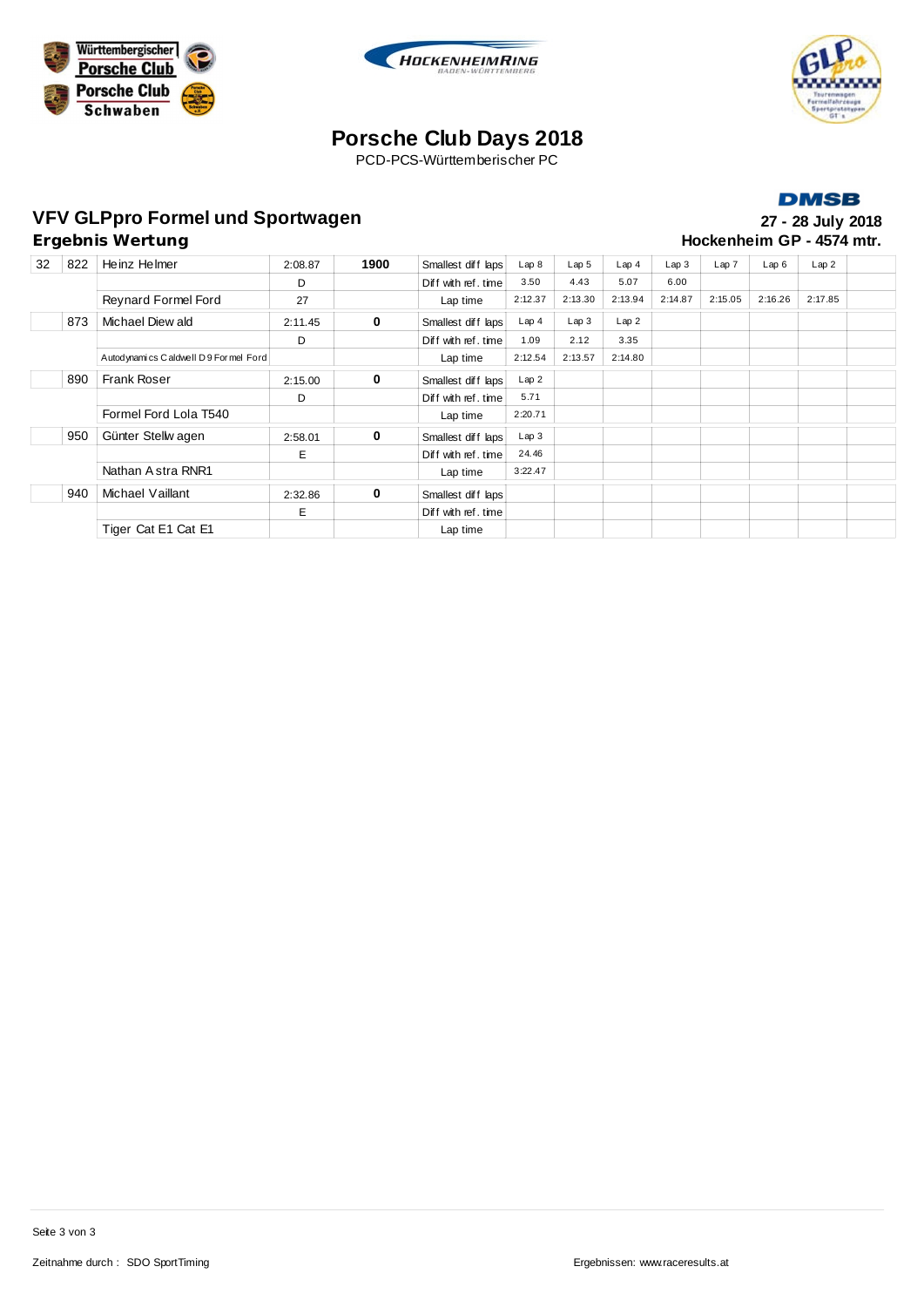# Porsche Club Days 2018

PCD-PCS-Württemberischer PC

## VFV GLPpro Formel und Sportwagen

**Ergebnis Wertung**

**DMSB**

**27 - 28 July 2018**

**Hockenheim GP - 4574 mtr.**

| | | | | | | | | | | | | | |
|---|---|---|---|---|---|---|---|---|---|---|---|---|---|
| 32 | 822 | Heinz Helmer | 2:08.87 | **1900** | Smallest diff laps | Lap 8 | Lap 5 | Lap 4 | Lap 3 | Lap 7 | Lap 6 | Lap 2 | |
| | | | D | | Diff with ref. time | 3.50 | 4.43 | 5.07 | 6.00 | | | | |
| | | Reynard Formel Ford | 27 | | Lap time | 2:12.37 | 2:13.30 | 2:13.94 | 2:14.87 | 2:15.05 | 2:16.26 | 2:17.85 | |
| | 873 | Michael Diewald | 2:11.45 | **0** | Smallest diff laps | Lap 4 | Lap 3 | Lap 2 | | | | | |
| | | | D | | Diff with ref. time | 1.09 | 2.12 | 3.35 | | | | | |
| | | Autodynamics Caldwell D9 Formel Ford | | | Lap time | 2:12.54 | 2:13.57 | 2:14.80 | | | | | |
| | 890 | Frank Roser | 2:15.00 | **0** | Smallest diff laps | Lap 2 | | | | | | | |
| | | | D | | Diff with ref. time | 5.71 | | | | | | | |
| | | Formel Ford Lola T540 | | | Lap time | 2:20.71 | | | | | | | |
| | 950 | Günter Stellwagen | 2:58.01 | **0** | Smallest diff laps | Lap 3 | | | | | | | |
| | | | E | | Diff with ref. time | 24.46 | | | | | | | |
| | | Nathan Astra RNR1 | | | Lap time | 3:22.47 | | | | | | | |
| | 940 | Michael Vaillant | 2:32.86 | **0** | Smallest diff laps | | | | | | | | |
| | | | E | | Diff with ref. time | | | | | | | | |
| | | Tiger Cat E1 Cat E1 | | | Lap time | | | | | | | | |

Zeitnahme durch : SDO SportTiming

Ergebnissen: www.raceresults.at